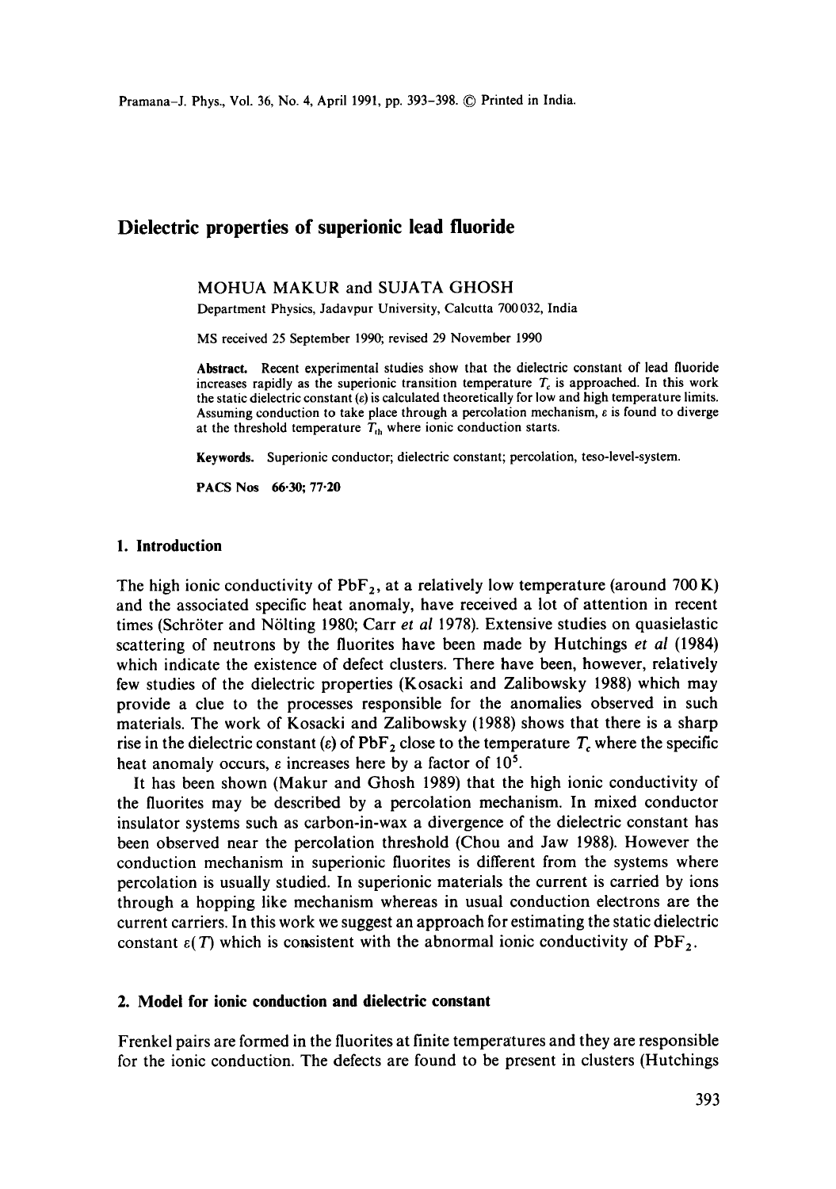# Dielectric properties of superionic lead fluoride

MOHUA MAKUR and SUJATA GHOSH

Department Physics, Jadavpur University, Calcutta 700 032, India

MS received 25 September 1990; revised 29 November 1990

**Abstract.** Recent experimental studies show that the dielectric constant of lead fluoride increases rapidly as the superionic transition temperature $T_c$ is approached. In this work the static dielectric constant ($\varepsilon$) is calculated theoretically for low and high temperature limits. Assuming conduction to take place through a percolation mechanism, $\varepsilon$ is found to diverge at the threshold temperature $T_{th}$ where ionic conduction starts.

**Keywords.** Superionic conductor; dielectric constant; percolation, teso-level-system.

**PACS Nos** 66·30; 77·20

## 1. Introduction

The high ionic conductivity of $PbF_2$, at a relatively low temperature (around 700 K) and the associated specific heat anomaly, have received a lot of attention in recent times (Schröter and Nölting 1980; Carr *et al* 1978). Extensive studies on quasielastic scattering of neutrons by the fluorites have been made by Hutchings *et al* (1984) which indicate the existence of defect clusters. There have been, however, relatively few studies of the dielectric properties (Kosacki and Zalibowsky 1988) which may provide a clue to the processes responsible for the anomalies observed in such materials. The work of Kosacki and Zalibowsky (1988) shows that there is a sharp rise in the dielectric constant ($\varepsilon$) of $PbF_2$ close to the temperature $T_c$ where the specific heat anomaly occurs, $\varepsilon$ increases here by a factor of $10^5$.

It has been shown (Makur and Ghosh 1989) that the high ionic conductivity of the fluorites may be described by a percolation mechanism. In mixed conductor insulator systems such as carbon-in-wax a divergence of the dielectric constant has been observed near the percolation threshold (Chou and Jaw 1988). However the conduction mechanism in superionic fluorites is different from the systems where percolation is usually studied. In superionic materials the current is carried by ions through a hopping like mechanism whereas in usual conduction electrons are the current carriers. In this work we suggest an approach for estimating the static dielectric constant $\varepsilon(T)$ which is consistent with the abnormal ionic conductivity of $PbF_2$.

## 2. Model for ionic conduction and dielectric constant

Frenkel pairs are formed in the fluorites at finite temperatures and they are responsible for the ionic conduction. The defects are found to be present in clusters (Hutchings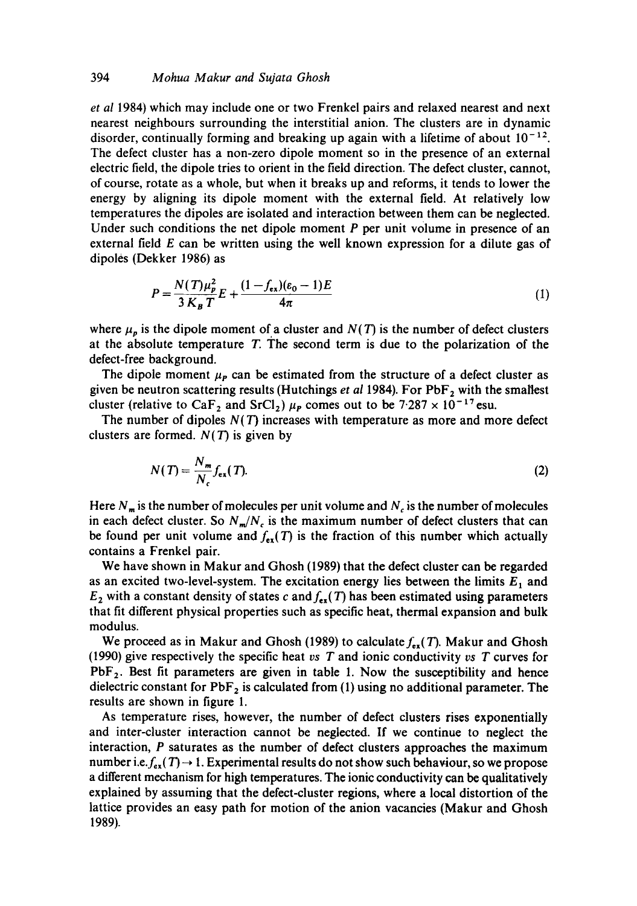et al 1984) which may include one or two Frenkel pairs and relaxed nearest and next nearest neighbours surrounding the interstitial anion. The clusters are in dynamic disorder, continually forming and breaking up again with a lifetime of about $10^{-12}$. The defect cluster has a non-zero dipole moment so in the presence of an external electric field, the dipole tries to orient in the field direction. The defect cluster, cannot, of course, rotate as a whole, but when it breaks up and reforms, it tends to lower the energy by aligning its dipole moment with the external field. At relatively low temperatures the dipoles are isolated and interaction between them can be neglected. Under such conditions the net dipole moment $P$ per unit volume in presence of an external field $E$ can be written using the well known expression for a dilute gas of dipoles (Dekker 1986) as

$$P = \frac{N(T)\mu_p^2}{3K_B T}E + \frac{(1-f_{ex})(\varepsilon_0 - 1)E}{4\pi} \tag{1}$$

where $\mu_p$ is the dipole moment of a cluster and $N(T)$ is the number of defect clusters at the absolute temperature $T$. The second term is due to the polarization of the defect-free background.

The dipole moment $\mu_P$ can be estimated from the structure of a defect cluster as given be neutron scattering results (Hutchings *et al* 1984). For $PbF_2$ with the smallest cluster (relative to $CaF_2$ and $SrCl_2$) $\mu_P$ comes out to be $7{\cdot}287 \times 10^{-17}$ esu.

The number of dipoles $N(T)$ increases with temperature as more and more defect clusters are formed. $N(T)$ is given by

$$N(T) = \frac{N_m}{N_c} f_{ex}(T). \tag{2}$$

Here $N_m$ is the number of molecules per unit volume and $N_c$ is the number of molecules in each defect cluster. So $N_m/N_c$ is the maximum number of defect clusters that can be found per unit volume and $f_{ex}(T)$ is the fraction of this number which actually contains a Frenkel pair.

We have shown in Makur and Ghosh (1989) that the defect cluster can be regarded as an excited two-level-system. The excitation energy lies between the limits $E_1$ and $E_2$ with a constant density of states $c$ and $f_{ex}(T)$ has been estimated using parameters that fit different physical properties such as specific heat, thermal expansion and bulk modulus.

We proceed as in Makur and Ghosh (1989) to calculate $f_{ex}(T)$. Makur and Ghosh (1990) give respectively the specific heat *vs* $T$ and ionic conductivity *vs* $T$ curves for $PbF_2$. Best fit parameters are given in table 1. Now the susceptibility and hence dielectric constant for $PbF_2$ is calculated from (1) using no additional parameter. The results are shown in figure 1.

As temperature rises, however, the number of defect clusters rises exponentially and inter-cluster interaction cannot be neglected. If we continue to neglect the interaction, $P$ saturates as the number of defect clusters approaches the maximum number i.e. $f_{ex}(T) \to 1$. Experimental results do not show such behaviour, so we propose a different mechanism for high temperatures. The ionic conductivity can be qualitatively explained by assuming that the defect-cluster regions, where a local distortion of the lattice provides an easy path for motion of the anion vacancies (Makur and Ghosh 1989).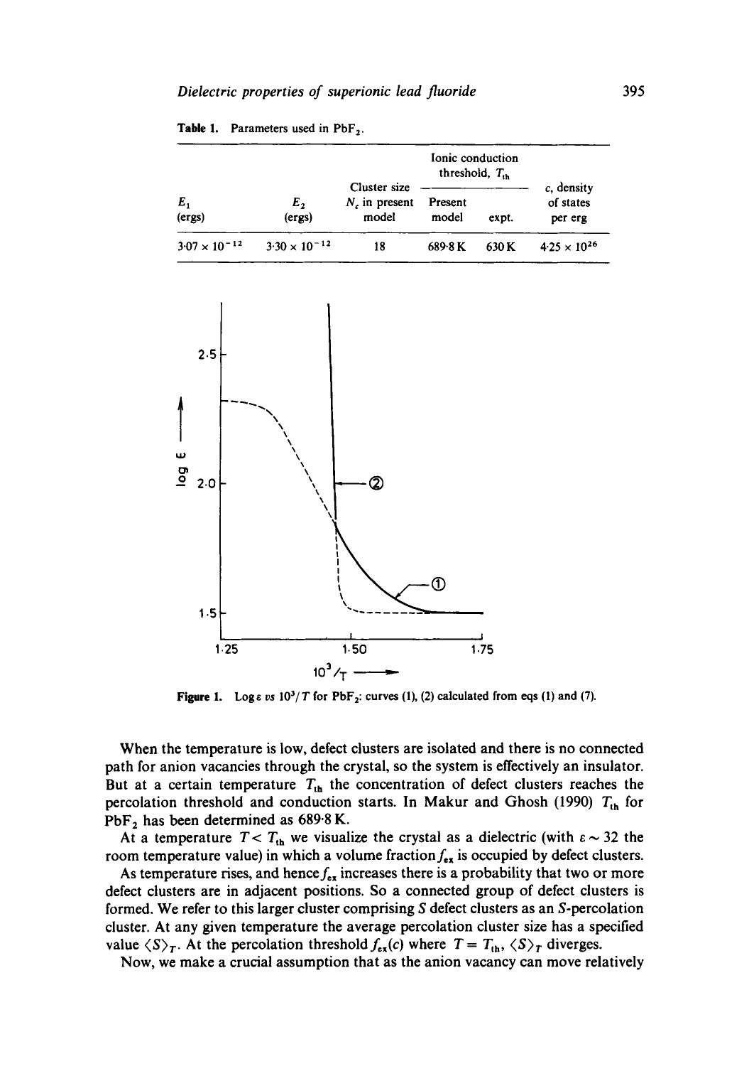**Table 1.** Parameters used in $PbF_2$.

| $E_1$ (ergs) | $E_2$ (ergs) | Cluster size $N_c$ in present model | Ionic conduction threshold, $T_{th}$ Present model | expt. | $c$, density of states per erg |
|---|---|---|---|---|---|
| $3.07 \times 10^{-12}$ | $3.30 \times 10^{-12}$ | 18 | 689·8 K | 630 K | $4.25 \times 10^{26}$ |

**Figure 1.** Log $\varepsilon$ *vs* $10^3/T$ for $PbF_2$: curves (1), (2) calculated from eqs (1) and (7).

When the temperature is low, defect clusters are isolated and there is no connected path for anion vacancies through the crystal, so the system is effectively an insulator. But at a certain temperature $T_{th}$ the concentration of defect clusters reaches the percolation threshold and conduction starts. In Makur and Ghosh (1990) $T_{th}$ for $PbF_2$ has been determined as 689·8 K.

At a temperature $T < T_{th}$ we visualize the crystal as a dielectric (with $\varepsilon \sim 32$ the room temperature value) in which a volume fraction $f_{ex}$ is occupied by defect clusters.

As temperature rises, and hence $f_{ex}$ increases there is a probability that two or more defect clusters are in adjacent positions. So a connected group of defect clusters is formed. We refer to this larger cluster comprising $S$ defect clusters as an $S$-percolation cluster. At any given temperature the average percolation cluster size has a specified value $\langle S \rangle_T$. At the percolation threshold $f_{ex}(c)$ where $T = T_{th}$, $\langle S \rangle_T$ diverges.

Now, we make a crucial assumption that as the anion vacancy can move relatively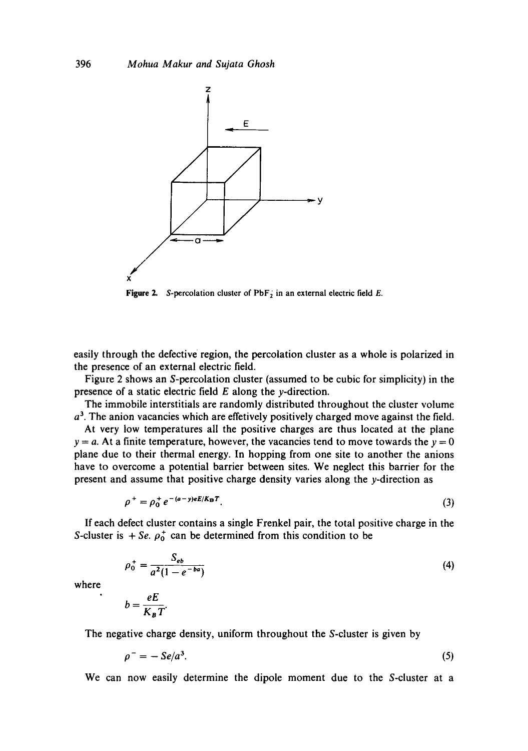Figure 2. S-percolation cluster of $PbF_2$ in an external electric field $E$.

easily through the defective region, the percolation cluster as a whole is polarized in the presence of an external electric field.

Figure 2 shows an S-percolation cluster (assumed to be cubic for simplicity) in the presence of a static electric field $E$ along the $y$-direction.

The immobile interstitials are randomly distributed throughout the cluster volume $a^3$. The anion vacancies which are effetively positively charged move against the field.

At very low temperatures all the positive charges are thus located at the plane $y = a$. At a finite temperature, however, the vacancies tend to move towards the $y = 0$ plane due to their thermal energy. In hopping from one site to another the anions have to overcome a potential barrier between sites. We neglect this barrier for the present and assume that positive charge density varies along the $y$-direction as

$$\rho^+ = \rho_0^+ e^{-(a-y)eE/K_BT}. \tag{3}$$

If each defect cluster contains a single Frenkel pair, the total positive charge in the S-cluster is $+Se$. $\rho_0^+$ can be determined from this condition to be

$$\rho_0^+ = \frac{S_{eb}}{a^2(1 - e^{-ba})} \tag{4}$$

where

$$b = \frac{eE}{K_BT}.$$

The negative charge density, uniform throughout the S-cluster is given by

$$\rho^- = -Se/a^3. \tag{5}$$

We can now easily determine the dipole moment due to the S-cluster at a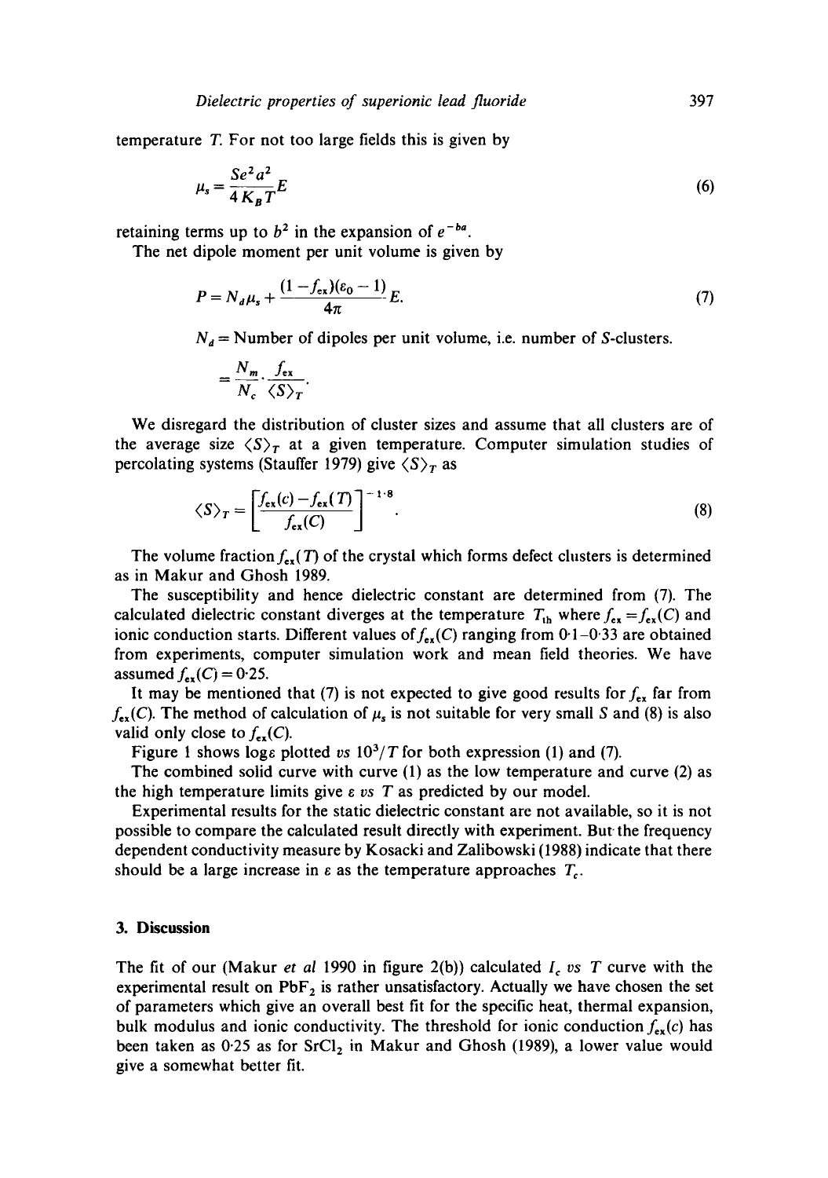temperature $T$. For not too large fields this is given by

$$\mu_s = \frac{Se^2 a^2}{4K_B T} E \tag{6}$$

retaining terms up to $b^2$ in the expansion of $e^{-ba}$.

The net dipole moment per unit volume is given by

$$P = N_d \mu_s + \frac{(1 - f_{ex})(\varepsilon_0 - 1)}{4\pi} E. \tag{7}$$

$N_d$ = Number of dipoles per unit volume, i.e. number of $S$-clusters.

$$= \frac{N_m}{N_c} \cdot \frac{f_{ex}}{\langle S \rangle_T}.$$

We disregard the distribution of cluster sizes and assume that all clusters are of the average size $\langle S \rangle_T$ at a given temperature. Computer simulation studies of percolating systems (Stauffer 1979) give $\langle S \rangle_T$ as

$$\langle S \rangle_T = \left[ \frac{f_{ex}(c) - f_{ex}(T)}{f_{ex}(C)} \right]^{-1\cdot 8}. \tag{8}$$

The volume fraction $f_{ex}(T)$ of the crystal which forms defect clusters is determined as in Makur and Ghosh 1989.

The susceptibility and hence dielectric constant are determined from (7). The calculated dielectric constant diverges at the temperature $T_{th}$ where $f_{ex} = f_{ex}(C)$ and ionic conduction starts. Different values of $f_{ex}(C)$ ranging from 0·1–0·33 are obtained from experiments, computer simulation work and mean field theories. We have assumed $f_{ex}(C) = 0{\cdot}25$.

It may be mentioned that (7) is not expected to give good results for $f_{ex}$ far from $f_{ex}(C)$. The method of calculation of $\mu_s$ is not suitable for very small $S$ and (8) is also valid only close to $f_{ex}(C)$.

Figure 1 shows $\log \varepsilon$ plotted *vs* $10^3/T$ for both expression (1) and (7).

The combined solid curve with curve (1) as the low temperature and curve (2) as the high temperature limits give $\varepsilon$ *vs* $T$ as predicted by our model.

Experimental results for the static dielectric constant are not available, so it is not possible to compare the calculated result directly with experiment. But the frequency dependent conductivity measure by Kosacki and Zalibowski (1988) indicate that there should be a large increase in $\varepsilon$ as the temperature approaches $T_c$.

## 3. Discussion

The fit of our (Makur *et al* 1990 in figure 2(b)) calculated $I_c$ *vs* $T$ curve with the experimental result on $PbF_2$ is rather unsatisfactory. Actually we have chosen the set of parameters which give an overall best fit for the specific heat, thermal expansion, bulk modulus and ionic conductivity. The threshold for ionic conduction $f_{ex}(c)$ has been taken as 0·25 as for $SrCl_2$ in Makur and Ghosh (1989), a lower value would give a somewhat better fit.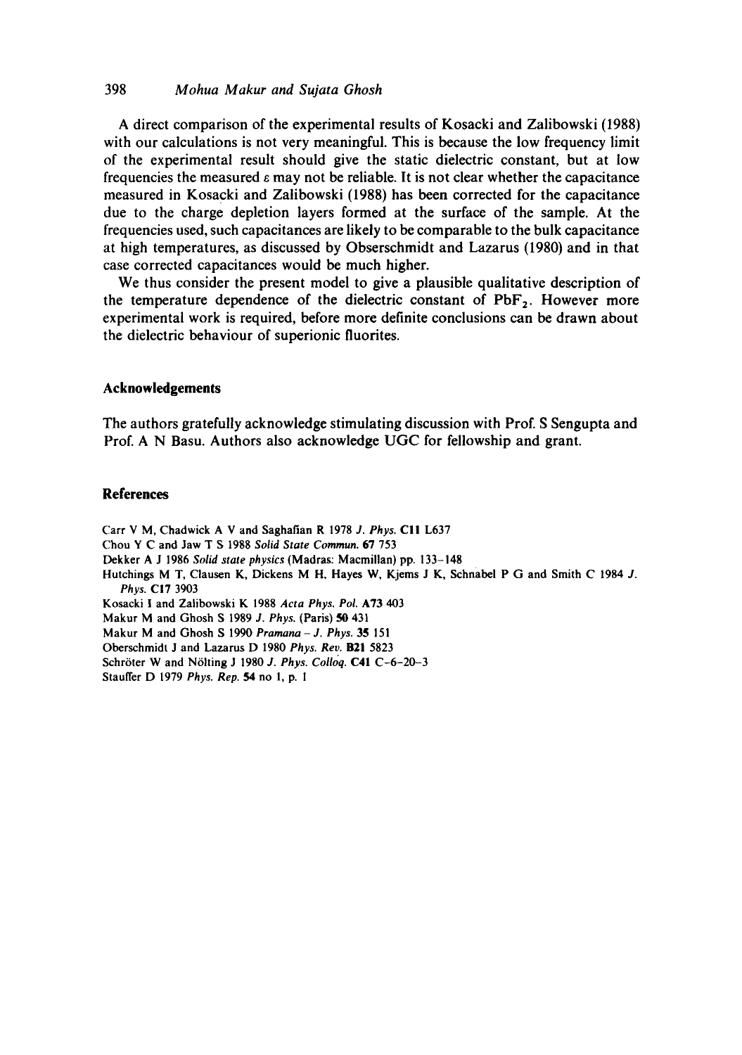A direct comparison of the experimental results of Kosacki and Zalibowski (1988) with our calculations is not very meaningful. This is because the low frequency limit of the experimental result should give the static dielectric constant, but at low frequencies the measured $\varepsilon$ may not be reliable. It is not clear whether the capacitance measured in Kosacki and Zalibowski (1988) has been corrected for the capacitance due to the charge depletion layers formed at the surface of the sample. At the frequencies used, such capacitances are likely to be comparable to the bulk capacitance at high temperatures, as discussed by Obserschmidt and Lazarus (1980) and in that case corrected capacitances would be much higher.

We thus consider the present model to give a plausible qualitative description of the temperature dependence of the dielectric constant of $PbF_2$. However more experimental work is required, before more definite conclusions can be drawn about the dielectric behaviour of superionic fluorites.

## Acknowledgements

The authors gratefully acknowledge stimulating discussion with Prof. S Sengupta and Prof. A N Basu. Authors also acknowledge UGC for fellowship and grant.

## References

Carr V M, Chadwick A V and Saghafian R 1978 *J. Phys.* **C11** L637

Chou Y C and Jaw T S 1988 *Solid State Commun.* **67** 753

Dekker A J 1986 *Solid state physics* (Madras: Macmillan) pp. 133–148

Hutchings M T, Clausen K, Dickens M H, Hayes W, Kjems J K, Schnabel P G and Smith C 1984 *J. Phys.* **C17** 3903

Kosacki I and Zalibowski K 1988 *Acta Phys. Pol.* **A73** 403

Makur M and Ghosh S 1989 *J. Phys.* (Paris) **50** 431

Makur M and Ghosh S 1990 *Pramana – J. Phys.* **35** 151

Oberschmidt J and Lazarus D 1980 *Phys. Rev.* **B21** 5823

Schröter W and Nölting J 1980 *J. Phys. Colloq.* **C41** C-6-20-3

Stauffer D 1979 *Phys. Rep.* **54** no 1, p. 1